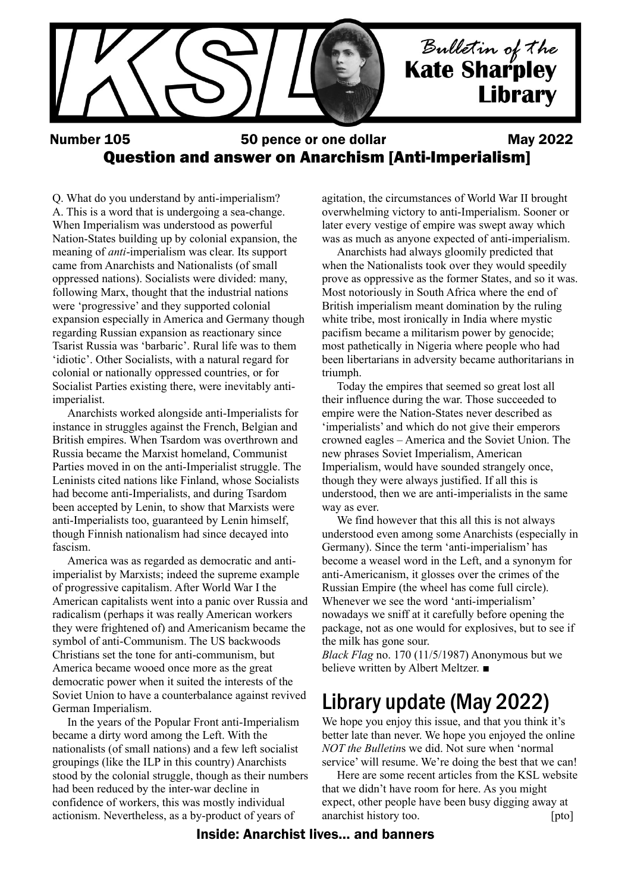# KSL Bulletin of the Kate Sharpley Library

Number 105 50 pence or one dollar May 2022

## Question and answer on Anarchism [Anti-Imperialism]

Q. What do you understand by anti-imperialism?

A. This is a word that is undergoing a sea-change. When Imperialism was understood as powerful Nation-States building up by colonial expansion, the meaning of *anti*-imperialism was clear. Its support came from Anarchists and Nationalists (of small oppressed nations). Socialists were divided: many, following Marx, thought that the industrial nations were 'progressive' and they supported colonial expansion especially in America and Germany though regarding Russian expansion as reactionary since Tsarist Russia was 'barbaric'. Rural life was to them 'idiotic'. Other Socialists, with a natural regard for colonial or nationally oppressed countries, or for Socialist Parties existing there, were inevitably anti-imperialist.

Anarchists worked alongside anti-Imperialists for instance in struggles against the French, Belgian and British empires. When Tsardom was overthrown and Russia became the Marxist homeland, Communist Parties moved in on the anti-Imperialist struggle. The Leninists cited nations like Finland, whose Socialists had become anti-Imperialists, and during Tsardom been accepted by Lenin, to show that Marxists were anti-Imperialists too, guaranteed by Lenin himself, though Finnish nationalism had since decayed into fascism.

America was as regarded as democratic and anti-imperialist by Marxists; indeed the supreme example of progressive capitalism. After World War I the American capitalists went into a panic over Russia and radicalism (perhaps it was really American workers they were frightened of) and Americanism became the symbol of anti-Communism. The US backwoods Christians set the tone for anti-communism, but America became wooed once more as the great democratic power when it suited the interests of the Soviet Union to have a counterbalance against revived German Imperialism.

In the years of the Popular Front anti-Imperialism became a dirty word among the Left. With the nationalists (of small nations) and a few left socialist groupings (like the ILP in this country) Anarchists stood by the colonial struggle, though as their numbers had been reduced by the inter-war decline in confidence of workers, this was mostly individual actionism. Nevertheless, as a by-product of years of agitation, the circumstances of World War II brought overwhelming victory to anti-Imperialism. Sooner or later every vestige of empire was swept away which was as much as anyone expected of anti-imperialism.

Anarchists had always gloomily predicted that when the Nationalists took over they would speedily prove as oppressive as the former States, and so it was. Most notoriously in South Africa where the end of British imperialism meant domination by the ruling white tribe, most ironically in India where mystic pacifism became a militarism power by genocide; most pathetically in Nigeria where people who had been libertarians in adversity became authoritarians in triumph.

Today the empires that seemed so great lost all their influence during the war. Those succeeded to empire were the Nation-States never described as 'imperialists' and which do not give their emperors crowned eagles – America and the Soviet Union. The new phrases Soviet Imperialism, American Imperialism, would have sounded strangely once, though they were always justified. If all this is understood, then we are anti-imperialists in the same way as ever.

We find however that this all this is not always understood even among some Anarchists (especially in Germany). Since the term 'anti-imperialism' has become a weasel word in the Left, and a synonym for anti-Americanism, it glosses over the crimes of the Russian Empire (the wheel has come full circle). Whenever we see the word 'anti-imperialism' nowadays we sniff at it carefully before opening the package, not as one would for explosives, but to see if the milk has gone sour.

*Black Flag* no. 170 (11/5/1987) Anonymous but we believe written by Albert Meltzer. ■

# Library update (May 2022)

We hope you enjoy this issue, and that you think it's better late than never. We hope you enjoyed the online *NOT the Bulletin*s we did. Not sure when 'normal service' will resume. We're doing the best that we can!

Here are some recent articles from the KSL website that we didn't have room for here. As you might expect, other people have been busy digging away at anarchist history too. [pto]

**Inside: Anarchist lives... and banners**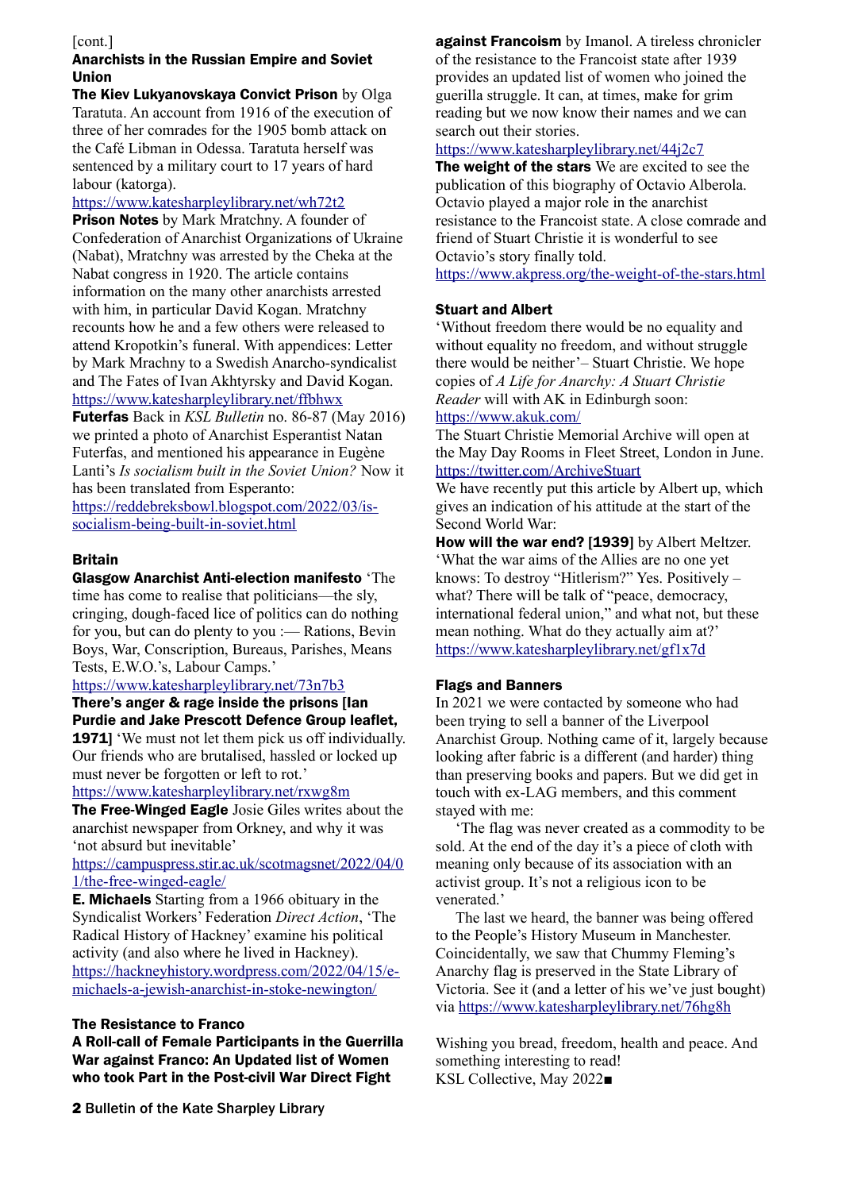[cont.]

## Anarchists in the Russian Empire and Soviet Union

**The Kiev Lukyanovskaya Convict Prison** by Olga Taratuta. An account from 1916 of the execution of three of her comrades for the 1905 bomb attack on the Café Libman in Odessa. Taratuta herself was sentenced by a military court to 17 years of hard labour (katorga).
https://www.katesharpleylibrary.net/wh72t2

**Prison Notes** by Mark Mratchny. A founder of Confederation of Anarchist Organizations of Ukraine (Nabat), Mratchny was arrested by the Cheka at the Nabat congress in 1920. The article contains information on the many other anarchists arrested with him, in particular David Kogan. Mratchny recounts how he and a few others were released to attend Kropotkin's funeral. With appendices: Letter by Mark Mrachny to a Swedish Anarcho-syndicalist and The Fates of Ivan Akhtyrsky and David Kogan.
https://www.katesharpleylibrary.net/ffbhwx

**Futerfas** Back in *KSL Bulletin* no. 86-87 (May 2016) we printed a photo of Anarchist Esperantist Natan Futerfas, and mentioned his appearance in Eugène Lanti's *Is socialism built in the Soviet Union?* Now it has been translated from Esperanto:
https://reddebreksbowl.blogspot.com/2022/03/is-socialism-being-built-in-soviet.html

## Britain

**Glasgow Anarchist Anti-election manifesto** 'The time has come to realise that politicians—the sly, cringing, dough-faced lice of politics can do nothing for you, but can do plenty to you :— Rations, Bevin Boys, War, Conscription, Bureaus, Parishes, Means Tests, E.W.O.'s, Labour Camps.'
https://www.katesharpleylibrary.net/73n7b3

**There's anger & rage inside the prisons [Ian Purdie and Jake Prescott Defence Group leaflet, 1971]** 'We must not let them pick us off individually. Our friends who are brutalised, hassled or locked up must never be forgotten or left to rot.'
https://www.katesharpleylibrary.net/rxwg8m

**The Free-Winged Eagle** Josie Giles writes about the anarchist newspaper from Orkney, and why it was 'not absurd but inevitable'
https://campuspress.stir.ac.uk/scotmagsnet/2022/04/01/the-free-winged-eagle/

**E. Michaels** Starting from a 1966 obituary in the Syndicalist Workers' Federation *Direct Action*, 'The Radical History of Hackney' examine his political activity (and also where he lived in Hackney).
https://hackneyhistory.wordpress.com/2022/04/15/e-michaels-a-jewish-anarchist-in-stoke-newington/

## The Resistance to Franco

**A Roll-call of Female Participants in the Guerrilla War against Franco: An Updated list of Women who took Part in the Post-civil War Direct Fight against Francoism** by Imanol. A tireless chronicler of the resistance to the Francoist state after 1939 provides an updated list of women who joined the guerilla struggle. It can, at times, make for grim reading but we now know their names and we can search out their stories.
https://www.katesharpleylibrary.net/44j2c7

**The weight of the stars** We are excited to see the publication of this biography of Octavio Alberola. Octavio played a major role in the anarchist resistance to the Francoist state. A close comrade and friend of Stuart Christie it is wonderful to see Octavio's story finally told.
https://www.akpress.org/the-weight-of-the-stars.html

## Stuart and Albert

'Without freedom there would be no equality and without equality no freedom, and without struggle there would be neither'– Stuart Christie. We hope copies of *A Life for Anarchy: A Stuart Christie Reader* will with AK in Edinburgh soon:
https://www.akuk.com/

The Stuart Christie Memorial Archive will open at the May Day Rooms in Fleet Street, London in June.
https://twitter.com/ArchiveStuart

We have recently put this article by Albert up, which gives an indication of his attitude at the start of the Second World War:

**How will the war end? [1939]** by Albert Meltzer. 'What the war aims of the Allies are no one yet knows: To destroy "Hitlerism?" Yes. Positively – what? There will be talk of "peace, democracy, international federal union," and what not, but these mean nothing. What do they actually aim at?'
https://www.katesharpleylibrary.net/gf1x7d

## Flags and Banners

In 2021 we were contacted by someone who had been trying to sell a banner of the Liverpool Anarchist Group. Nothing came of it, largely because looking after fabric is a different (and harder) thing than preserving books and papers. But we did get in touch with ex-LAG members, and this comment stayed with me:

'The flag was never created as a commodity to be sold. At the end of the day it's a piece of cloth with meaning only because of its association with an activist group. It's not a religious icon to be venerated.'

The last we heard, the banner was being offered to the People's History Museum in Manchester. Coincidentally, we saw that Chummy Fleming's Anarchy flag is preserved in the State Library of Victoria. See it (and a letter of his we've just bought) via https://www.katesharpleylibrary.net/76hg8h

Wishing you bread, freedom, health and peace. And something interesting to read!
KSL Collective, May 2022■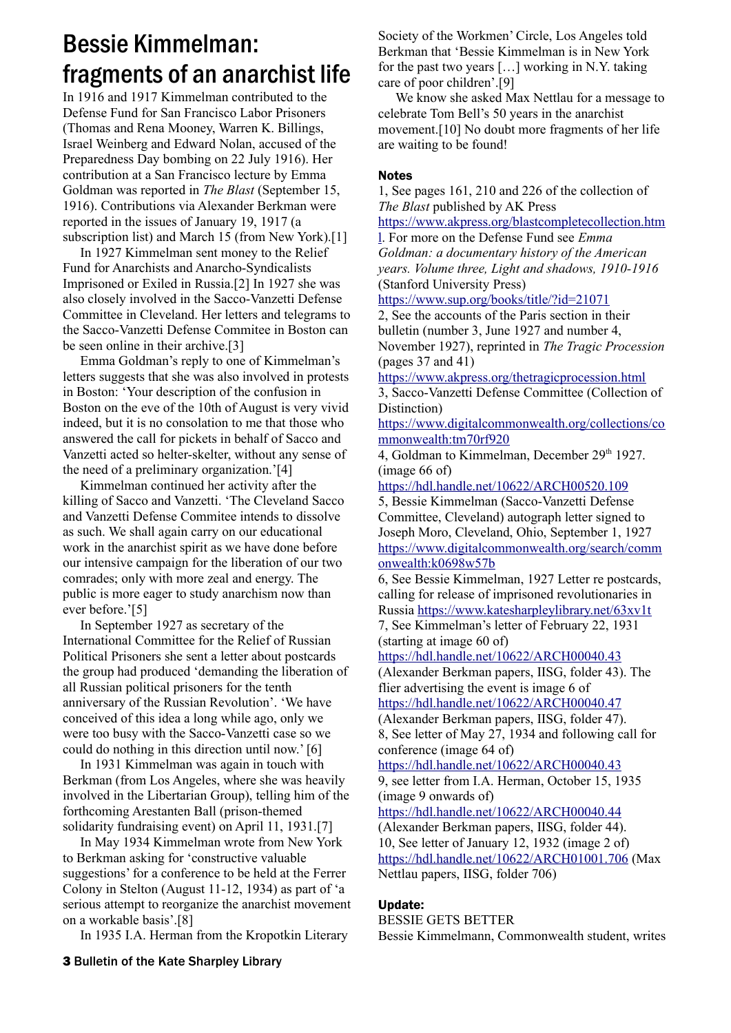# Bessie Kimmelman: fragments of an anarchist life

In 1916 and 1917 Kimmelman contributed to the Defense Fund for San Francisco Labor Prisoners (Thomas and Rena Mooney, Warren K. Billings, Israel Weinberg and Edward Nolan, accused of the Preparedness Day bombing on 22 July 1916). Her contribution at a San Francisco lecture by Emma Goldman was reported in *The Blast* (September 15, 1916). Contributions via Alexander Berkman were reported in the issues of January 19, 1917 (a subscription list) and March 15 (from New York).[1]

In 1927 Kimmelman sent money to the Relief Fund for Anarchists and Anarcho-Syndicalists Imprisoned or Exiled in Russia.[2] In 1927 she was also closely involved in the Sacco-Vanzetti Defense Committee in Cleveland. Her letters and telegrams to the Sacco-Vanzetti Defense Commitee in Boston can be seen online in their archive.[3]

Emma Goldman's reply to one of Kimmelman's letters suggests that she was also involved in protests in Boston: 'Your description of the confusion in Boston on the eve of the 10th of August is very vivid indeed, but it is no consolation to me that those who answered the call for pickets in behalf of Sacco and Vanzetti acted so helter-skelter, without any sense of the need of a preliminary organization.'[4]

Kimmelman continued her activity after the killing of Sacco and Vanzetti. 'The Cleveland Sacco and Vanzetti Defense Commitee intends to dissolve as such. We shall again carry on our educational work in the anarchist spirit as we have done before our intensive campaign for the liberation of our two comrades; only with more zeal and energy. The public is more eager to study anarchism now than ever before.'[5]

In September 1927 as secretary of the International Committee for the Relief of Russian Political Prisoners she sent a letter about postcards the group had produced 'demanding the liberation of all Russian political prisoners for the tenth anniversary of the Russian Revolution'. 'We have conceived of this idea a long while ago, only we were too busy with the Sacco-Vanzetti case so we could do nothing in this direction until now.' [6]

In 1931 Kimmelman was again in touch with Berkman (from Los Angeles, where she was heavily involved in the Libertarian Group), telling him of the forthcoming Arestanten Ball (prison-themed solidarity fundraising event) on April 11, 1931.[7]

In May 1934 Kimmelman wrote from New York to Berkman asking for 'constructive valuable suggestions' for a conference to be held at the Ferrer Colony in Stelton (August 11-12, 1934) as part of 'a serious attempt to reorganize the anarchist movement on a workable basis'.[8]

In 1935 I.A. Herman from the Kropotkin Literary Society of the Workmen' Circle, Los Angeles told Berkman that 'Bessie Kimmelman is in New York for the past two years […] working in N.Y. taking care of poor children'.[9]

We know she asked Max Nettlau for a message to celebrate Tom Bell's 50 years in the anarchist movement.[10] No doubt more fragments of her life are waiting to be found!

### Notes

1, See pages 161, 210 and 226 of the collection of *The Blast* published by AK Press https://www.akpress.org/blastcompletecollection.html. For more on the Defense Fund see *Emma Goldman: a documentary history of the American years. Volume three, Light and shadows, 1910-1916* (Stanford University Press) https://www.sup.org/books/title/?id=21071

2, See the accounts of the Paris section in their bulletin (number 3, June 1927 and number 4, November 1927), reprinted in *The Tragic Procession* (pages 37 and 41) https://www.akpress.org/thetragicprocession.html

3, Sacco-Vanzetti Defense Committee (Collection of Distinction) https://www.digitalcommonwealth.org/collections/commonwealth:tm70rf920

4, Goldman to Kimmelman, December 29th 1927. (image 66 of) https://hdl.handle.net/10622/ARCH00520.109

5, Bessie Kimmelman (Sacco-Vanzetti Defense Committee, Cleveland) autograph letter signed to Joseph Moro, Cleveland, Ohio, September 1, 1927 https://www.digitalcommonwealth.org/search/commonwealth:k0698w57b

6, See Bessie Kimmelman, 1927 Letter re postcards, calling for release of imprisoned revolutionaries in Russia https://www.katesharpleylibrary.net/63xv1t

7, See Kimmelman's letter of February 22, 1931 (starting at image 60 of) https://hdl.handle.net/10622/ARCH00040.43 (Alexander Berkman papers, IISG, folder 43). The flier advertising the event is image 6 of https://hdl.handle.net/10622/ARCH00040.47 (Alexander Berkman papers, IISG, folder 47).

8, See letter of May 27, 1934 and following call for conference (image 64 of) https://hdl.handle.net/10622/ARCH00040.43

9, see letter from I.A. Herman, October 15, 1935 (image 9 onwards of) https://hdl.handle.net/10622/ARCH00040.44 (Alexander Berkman papers, IISG, folder 44).

10, See letter of January 12, 1932 (image 2 of) https://hdl.handle.net/10622/ARCH01001.706 (Max Nettlau papers, IISG, folder 706)

### Update:

BESSIE GETS BETTER

Bessie Kimmelmann, Commonwealth student, writes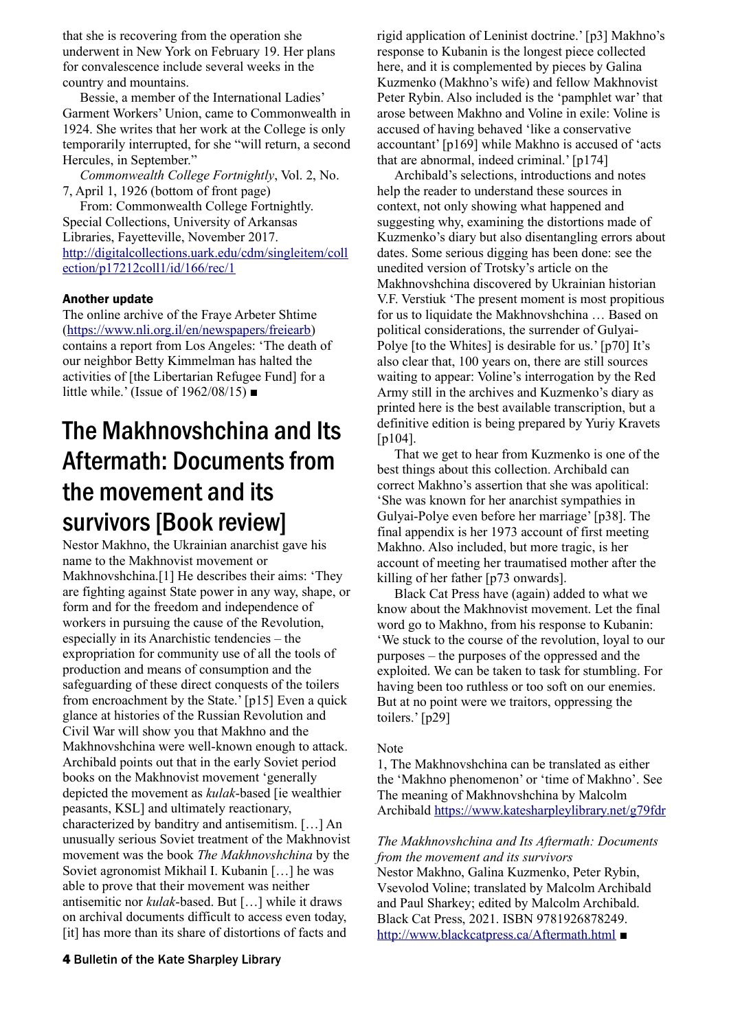that she is recovering from the operation she underwent in New York on February 19. Her plans for convalescence include several weeks in the country and mountains.

Bessie, a member of the International Ladies' Garment Workers' Union, came to Commonwealth in 1924. She writes that her work at the College is only temporarily interrupted, for she "will return, a second Hercules, in September."

*Commonwealth College Fortnightly*, Vol. 2, No. 7, April 1, 1926 (bottom of front page)

From: Commonwealth College Fortnightly. Special Collections, University of Arkansas Libraries, Fayetteville, November 2017. http://digitalcollections.uark.edu/cdm/singleitem/collection/p17212coll1/id/166/rec/1

### Another update

The online archive of the Fraye Arbeter Shtime (https://www.nli.org.il/en/newspapers/freiearb) contains a report from Los Angeles: 'The death of our neighbor Betty Kimmelman has halted the activities of [the Libertarian Refugee Fund] for a little while.' (Issue of 1962/08/15) ■

# The Makhnovshchina and Its Aftermath: Documents from the movement and its survivors [Book review]

Nestor Makhno, the Ukrainian anarchist gave his name to the Makhnovist movement or Makhnovshchina.[1] He describes their aims: 'They are fighting against State power in any way, shape, or form and for the freedom and independence of workers in pursuing the cause of the Revolution, especially in its Anarchistic tendencies – the expropriation for community use of all the tools of production and means of consumption and the safeguarding of these direct conquests of the toilers from encroachment by the State.' [p15] Even a quick glance at histories of the Russian Revolution and Civil War will show you that Makhno and the Makhnovshchina were well-known enough to attack. Archibald points out that in the early Soviet period books on the Makhnovist movement 'generally depicted the movement as *kulak*-based [ie wealthier peasants, KSL] and ultimately reactionary, characterized by banditry and antisemitism. […] An unusually serious Soviet treatment of the Makhnovist movement was the book *The Makhnovshchina* by the Soviet agronomist Mikhail I. Kubanin […] he was able to prove that their movement was neither antisemitic nor *kulak*-based. But […] while it draws on archival documents difficult to access even today, [it] has more than its share of distortions of facts and rigid application of Leninist doctrine.' [p3] Makhno's response to Kubanin is the longest piece collected here, and it is complemented by pieces by Galina Kuzmenko (Makhno's wife) and fellow Makhnovist Peter Rybin. Also included is the 'pamphlet war' that arose between Makhno and Voline in exile: Voline is accused of having behaved 'like a conservative accountant' [p169] while Makhno is accused of 'acts that are abnormal, indeed criminal.' [p174]

Archibald's selections, introductions and notes help the reader to understand these sources in context, not only showing what happened and suggesting why, examining the distortions made of Kuzmenko's diary but also disentangling errors about dates. Some serious digging has been done: see the unedited version of Trotsky's article on the Makhnovshchina discovered by Ukrainian historian V.F. Verstiuk 'The present moment is most propitious for us to liquidate the Makhnovshchina … Based on political considerations, the surrender of Gulyai-Polye [to the Whites] is desirable for us.' [p70] It's also clear that, 100 years on, there are still sources waiting to appear: Voline's interrogation by the Red Army still in the archives and Kuzmenko's diary as printed here is the best available transcription, but a definitive edition is being prepared by Yuriy Kravets [p104].

That we get to hear from Kuzmenko is one of the best things about this collection. Archibald can correct Makhno's assertion that she was apolitical: 'She was known for her anarchist sympathies in Gulyai-Polye even before her marriage' [p38]. The final appendix is her 1973 account of first meeting Makhno. Also included, but more tragic, is her account of meeting her traumatised mother after the killing of her father [p73 onwards].

Black Cat Press have (again) added to what we know about the Makhnovist movement. Let the final word go to Makhno, from his response to Kubanin: 'We stuck to the course of the revolution, loyal to our purposes – the purposes of the oppressed and the exploited. We can be taken to task for stumbling. For having been too ruthless or too soft on our enemies. But at no point were we traitors, oppressing the toilers.' [p29]

Note

1, The Makhnovshchina can be translated as either the 'Makhno phenomenon' or 'time of Makhno'. See The meaning of Makhnovshchina by Malcolm Archibald https://www.katesharpleylibrary.net/g79fdr

*The Makhnovshchina and Its Aftermath: Documents from the movement and its survivors*
Nestor Makhno, Galina Kuzmenko, Peter Rybin, Vsevolod Voline; translated by Malcolm Archibald and Paul Sharkey; edited by Malcolm Archibald. Black Cat Press, 2021. ISBN 9781926878249. http://www.blackcatpress.ca/Aftermath.html ■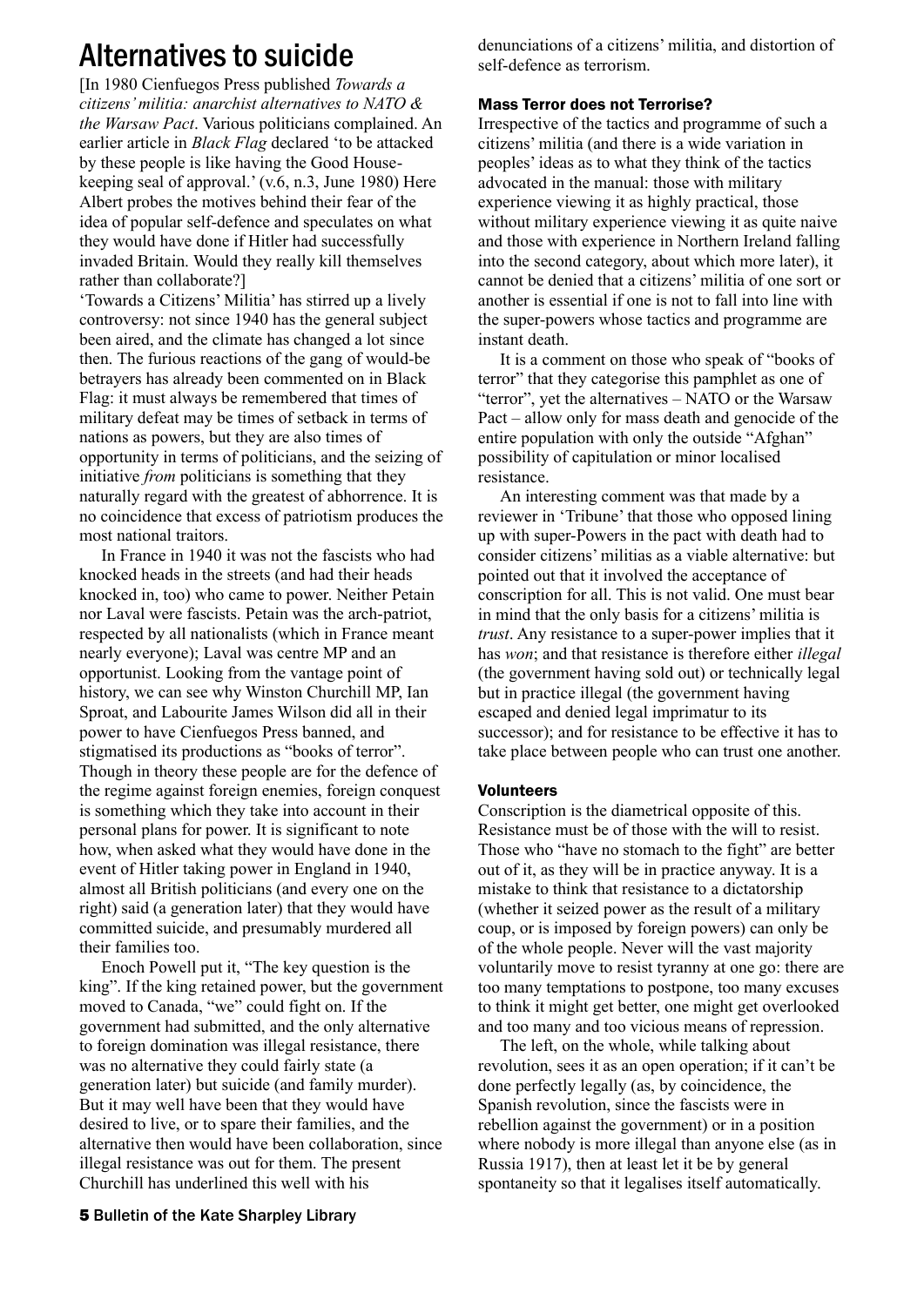# Alternatives to suicide

[In 1980 Cienfuegos Press published *Towards a citizens' militia: anarchist alternatives to NATO & the Warsaw Pact*. Various politicians complained. An earlier article in *Black Flag* declared 'to be attacked by these people is like having the Good House-keeping seal of approval.' (v.6, n.3, June 1980) Here Albert probes the motives behind their fear of the idea of popular self-defence and speculates on what they would have done if Hitler had successfully invaded Britain. Would they really kill themselves rather than collaborate?]

'Towards a Citizens' Militia' has stirred up a lively controversy: not since 1940 has the general subject been aired, and the climate has changed a lot since then. The furious reactions of the gang of would-be betrayers has already been commented on in Black Flag: it must always be remembered that times of military defeat may be times of setback in terms of nations as powers, but they are also times of opportunity in terms of politicians, and the seizing of initiative *from* politicians is something that they naturally regard with the greatest of abhorrence. It is no coincidence that excess of patriotism produces the most national traitors.

In France in 1940 it was not the fascists who had knocked heads in the streets (and had their heads knocked in, too) who came to power. Neither Petain nor Laval were fascists. Petain was the arch-patriot, respected by all nationalists (which in France meant nearly everyone); Laval was centre MP and an opportunist. Looking from the vantage point of history, we can see why Winston Churchill MP, Ian Sproat, and Labourite James Wilson did all in their power to have Cienfuegos Press banned, and stigmatised its productions as "books of terror". Though in theory these people are for the defence of the regime against foreign enemies, foreign conquest is something which they take into account in their personal plans for power. It is significant to note how, when asked what they would have done in the event of Hitler taking power in England in 1940, almost all British politicians (and every one on the right) said (a generation later) that they would have committed suicide, and presumably murdered all their families too.

Enoch Powell put it, "The key question is the king". If the king retained power, but the government moved to Canada, "we" could fight on. If the government had submitted, and the only alternative to foreign domination was illegal resistance, there was no alternative they could fairly state (a generation later) but suicide (and family murder). But it may well have been that they would have desired to live, or to spare their families, and the alternative then would have been collaboration, since illegal resistance was out for them. The present Churchill has underlined this well with his denunciations of a citizens' militia, and distortion of self-defence as terrorism.

### Mass Terror does not Terrorise?

Irrespective of the tactics and programme of such a citizens' militia (and there is a wide variation in peoples' ideas as to what they think of the tactics advocated in the manual: those with military experience viewing it as highly practical, those without military experience viewing it as quite naive and those with experience in Northern Ireland falling into the second category, about which more later), it cannot be denied that a citizens' militia of one sort or another is essential if one is not to fall into line with the super-powers whose tactics and programme are instant death.

It is a comment on those who speak of "books of terror" that they categorise this pamphlet as one of "terror", yet the alternatives – NATO or the Warsaw Pact – allow only for mass death and genocide of the entire population with only the outside "Afghan" possibility of capitulation or minor localised resistance.

An interesting comment was that made by a reviewer in 'Tribune' that those who opposed lining up with super-Powers in the pact with death had to consider citizens' militias as a viable alternative: but pointed out that it involved the acceptance of conscription for all. This is not valid. One must bear in mind that the only basis for a citizens' militia is *trust*. Any resistance to a super-power implies that it has *won*; and that resistance is therefore either *illegal* (the government having sold out) or technically legal but in practice illegal (the government having escaped and denied legal imprimatur to its successor); and for resistance to be effective it has to take place between people who can trust one another.

### Volunteers

Conscription is the diametrical opposite of this. Resistance must be of those with the will to resist. Those who "have no stomach to the fight" are better out of it, as they will be in practice anyway. It is a mistake to think that resistance to a dictatorship (whether it seized power as the result of a military coup, or is imposed by foreign powers) can only be of the whole people. Never will the vast majority voluntarily move to resist tyranny at one go: there are too many temptations to postpone, too many excuses to think it might get better, one might get overlooked and too many and too vicious means of repression.

The left, on the whole, while talking about revolution, sees it as an open operation; if it can't be done perfectly legally (as, by coincidence, the Spanish revolution, since the fascists were in rebellion against the government) or in a position where nobody is more illegal than anyone else (as in Russia 1917), then at least let it be by general spontaneity so that it legalises itself automatically.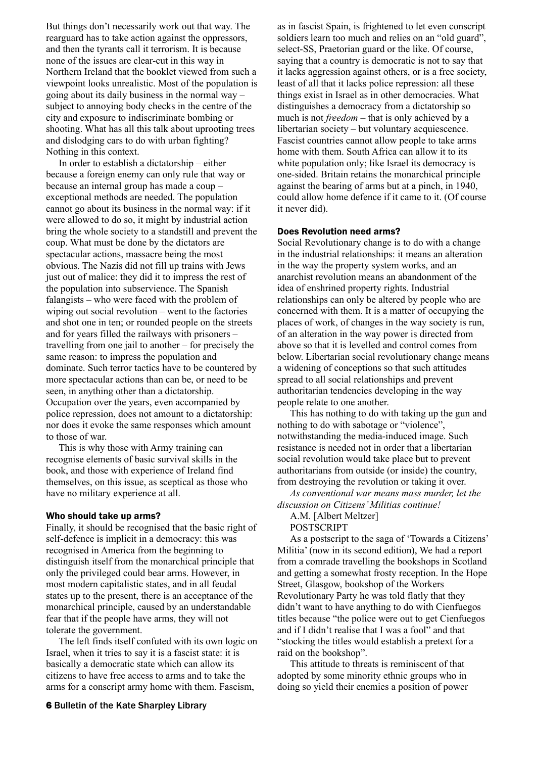But things don't necessarily work out that way. The rearguard has to take action against the oppressors, and then the tyrants call it terrorism. It is because none of the issues are clear-cut in this way in Northern Ireland that the booklet viewed from such a viewpoint looks unrealistic. Most of the population is going about its daily business in the normal way – subject to annoying body checks in the centre of the city and exposure to indiscriminate bombing or shooting. What has all this talk about uprooting trees and dislodging cars to do with urban fighting? Nothing in this context.

In order to establish a dictatorship – either because a foreign enemy can only rule that way or because an internal group has made a coup – exceptional methods are needed. The population cannot go about its business in the normal way: if it were allowed to do so, it might by industrial action bring the whole society to a standstill and prevent the coup. What must be done by the dictators are spectacular actions, massacre being the most obvious. The Nazis did not fill up trains with Jews just out of malice: they did it to impress the rest of the population into subservience. The Spanish falangists – who were faced with the problem of wiping out social revolution – went to the factories and shot one in ten; or rounded people on the streets and for years filled the railways with prisoners – travelling from one jail to another – for precisely the same reason: to impress the population and dominate. Such terror tactics have to be countered by more spectacular actions than can be, or need to be seen, in anything other than a dictatorship. Occupation over the years, even accompanied by police repression, does not amount to a dictatorship: nor does it evoke the same responses which amount to those of war.

This is why those with Army training can recognise elements of basic survival skills in the book, and those with experience of Ireland find themselves, on this issue, as sceptical as those who have no military experience at all.

### Who should take up arms?

Finally, it should be recognised that the basic right of self-defence is implicit in a democracy: this was recognised in America from the beginning to distinguish itself from the monarchical principle that only the privileged could bear arms. However, in most modern capitalistic states, and in all feudal states up to the present, there is an acceptance of the monarchical principle, caused by an understandable fear that if the people have arms, they will not tolerate the government.

The left finds itself confuted with its own logic on Israel, when it tries to say it is a fascist state: it is basically a democratic state which can allow its citizens to have free access to arms and to take the arms for a conscript army home with them. Fascism, as in fascist Spain, is frightened to let even conscript soldiers learn too much and relies on an "old guard", select-SS, Praetorian guard or the like. Of course, saying that a country is democratic is not to say that it lacks aggression against others, or is a free society, least of all that it lacks police repression: all these things exist in Israel as in other democracies. What distinguishes a democracy from a dictatorship so much is not *freedom* – that is only achieved by a libertarian society – but voluntary acquiescence. Fascist countries cannot allow people to take arms home with them. South Africa can allow it to its white population only; like Israel its democracy is one-sided. Britain retains the monarchical principle against the bearing of arms but at a pinch, in 1940, could allow home defence if it came to it. (Of course it never did).

### Does Revolution need arms?

Social Revolutionary change is to do with a change in the industrial relationships: it means an alteration in the way the property system works, and an anarchist revolution means an abandonment of the idea of enshrined property rights. Industrial relationships can only be altered by people who are concerned with them. It is a matter of occupying the places of work, of changes in the way society is run, of an alteration in the way power is directed from above so that it is levelled and control comes from below. Libertarian social revolutionary change means a widening of conceptions so that such attitudes spread to all social relationships and prevent authoritarian tendencies developing in the way people relate to one another.

This has nothing to do with taking up the gun and nothing to do with sabotage or "violence", notwithstanding the media-induced image. Such resistance is needed not in order that a libertarian social revolution would take place but to prevent authoritarians from outside (or inside) the country, from destroying the revolution or taking it over.

*As conventional war means mass murder, let the discussion on Citizens' Militias continue!*

A.M. [Albert Meltzer]

POSTSCRIPT

As a postscript to the saga of 'Towards a Citizens' Militia' (now in its second edition), We had a report from a comrade travelling the bookshops in Scotland and getting a somewhat frosty reception. In the Hope Street, Glasgow, bookshop of the Workers Revolutionary Party he was told flatly that they didn't want to have anything to do with Cienfuegos titles because "the police were out to get Cienfuegos and if I didn't realise that I was a fool" and that "stocking the titles would establish a pretext for a raid on the bookshop".

This attitude to threats is reminiscent of that adopted by some minority ethnic groups who in doing so yield their enemies a position of power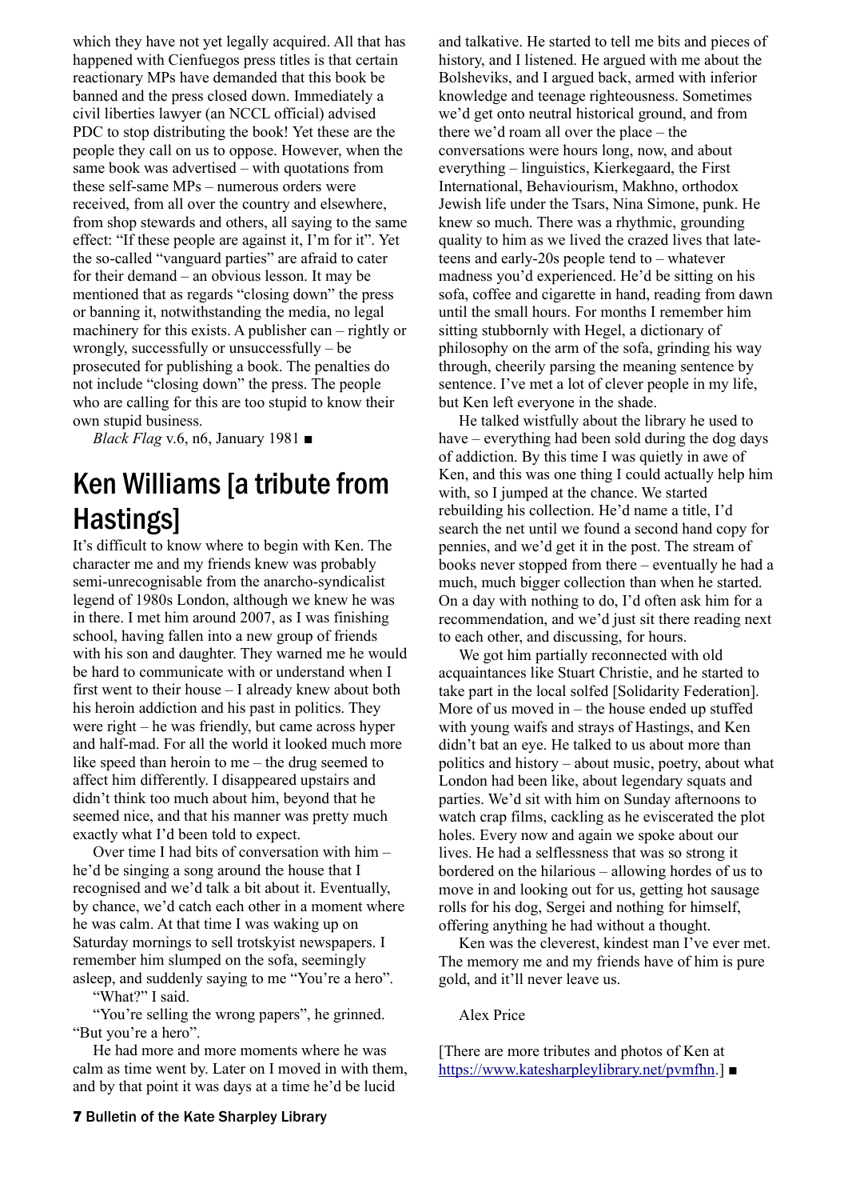which they have not yet legally acquired. All that has happened with Cienfuegos press titles is that certain reactionary MPs have demanded that this book be banned and the press closed down. Immediately a civil liberties lawyer (an NCCL official) advised PDC to stop distributing the book! Yet these are the people they call on us to oppose. However, when the same book was advertised – with quotations from these self-same MPs – numerous orders were received, from all over the country and elsewhere, from shop stewards and others, all saying to the same effect: "If these people are against it, I'm for it". Yet the so-called "vanguard parties" are afraid to cater for their demand – an obvious lesson. It may be mentioned that as regards "closing down" the press or banning it, notwithstanding the media, no legal machinery for this exists. A publisher can – rightly or wrongly, successfully or unsuccessfully – be prosecuted for publishing a book. The penalties do not include "closing down" the press. The people who are calling for this are too stupid to know their own stupid business.

*Black Flag* v.6, n6, January 1981 ■

# Ken Williams [a tribute from Hastings]

It's difficult to know where to begin with Ken. The character me and my friends knew was probably semi-unrecognisable from the anarcho-syndicalist legend of 1980s London, although we knew he was in there. I met him around 2007, as I was finishing school, having fallen into a new group of friends with his son and daughter. They warned me he would be hard to communicate with or understand when I first went to their house – I already knew about both his heroin addiction and his past in politics. They were right – he was friendly, but came across hyper and half-mad. For all the world it looked much more like speed than heroin to me – the drug seemed to affect him differently. I disappeared upstairs and didn't think too much about him, beyond that he seemed nice, and that his manner was pretty much exactly what I'd been told to expect.

Over time I had bits of conversation with him – he'd be singing a song around the house that I recognised and we'd talk a bit about it. Eventually, by chance, we'd catch each other in a moment where he was calm. At that time I was waking up on Saturday mornings to sell trotskyist newspapers. I remember him slumped on the sofa, seemingly asleep, and suddenly saying to me "You're a hero".

"What?" I said.

"You're selling the wrong papers", he grinned. "But you're a hero".

He had more and more moments where he was calm as time went by. Later on I moved in with them, and by that point it was days at a time he'd be lucid and talkative. He started to tell me bits and pieces of history, and I listened. He argued with me about the Bolsheviks, and I argued back, armed with inferior knowledge and teenage righteousness. Sometimes we'd get onto neutral historical ground, and from there we'd roam all over the place – the conversations were hours long, now, and about everything – linguistics, Kierkegaard, the First International, Behaviourism, Makhno, orthodox Jewish life under the Tsars, Nina Simone, punk. He knew so much. There was a rhythmic, grounding quality to him as we lived the crazed lives that late-teens and early-20s people tend to – whatever madness you'd experienced. He'd be sitting on his sofa, coffee and cigarette in hand, reading from dawn until the small hours. For months I remember him sitting stubbornly with Hegel, a dictionary of philosophy on the arm of the sofa, grinding his way through, cheerily parsing the meaning sentence by sentence. I've met a lot of clever people in my life, but Ken left everyone in the shade.

He talked wistfully about the library he used to have – everything had been sold during the dog days of addiction. By this time I was quietly in awe of Ken, and this was one thing I could actually help him with, so I jumped at the chance. We started rebuilding his collection. He'd name a title, I'd search the net until we found a second hand copy for pennies, and we'd get it in the post. The stream of books never stopped from there – eventually he had a much, much bigger collection than when he started. On a day with nothing to do, I'd often ask him for a recommendation, and we'd just sit there reading next to each other, and discussing, for hours.

We got him partially reconnected with old acquaintances like Stuart Christie, and he started to take part in the local solfed [Solidarity Federation]. More of us moved in – the house ended up stuffed with young waifs and strays of Hastings, and Ken didn't bat an eye. He talked to us about more than politics and history – about music, poetry, about what London had been like, about legendary squats and parties. We'd sit with him on Sunday afternoons to watch crap films, cackling as he eviscerated the plot holes. Every now and again we spoke about our lives. He had a selflessness that was so strong it bordered on the hilarious – allowing hordes of us to move in and looking out for us, getting hot sausage rolls for his dog, Sergei and nothing for himself, offering anything he had without a thought.

Ken was the cleverest, kindest man I've ever met. The memory me and my friends have of him is pure gold, and it'll never leave us.

Alex Price

[There are more tributes and photos of Ken at https://www.katesharpleylibrary.net/pvmfhn.] ■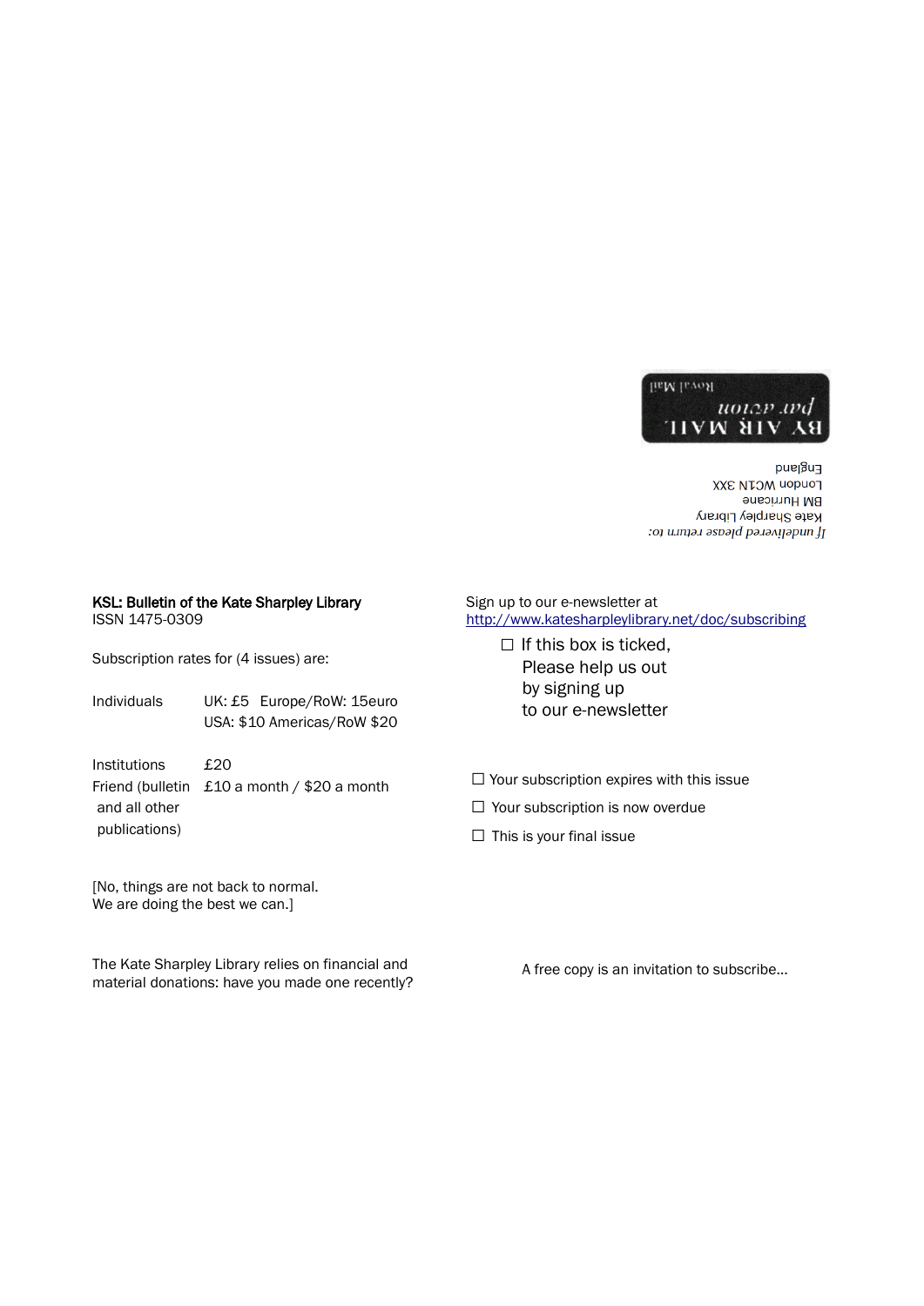BY AIR MAIL
*par avion*
Royal Mail

*If undelivered please return to:*
Kate Sharpley Library
BM Hurricane
London WC1N 3XX
England

**KSL: Bulletin of the Kate Sharpley Library**
ISSN 1475-0309

Subscription rates for (4 issues) are:

| | |
|---|---|
| Individuals | UK: £5 Europe/RoW: 15euro USA: $10 Americas/RoW $20 |
| Institutions | £20 |
| Friend (bulletin and all other publications) | £10 a month / $20 a month |

[No, things are not back to normal.
We are doing the best we can.]

The Kate Sharpley Library relies on financial and material donations: have you made one recently?

Sign up to our e-newsletter at
http://www.katesharpleylibrary.net/doc/subscribing

☐ If this box is ticked, Please help us out by signing up to our e-newsletter

☐ Your subscription expires with this issue

☐ Your subscription is now overdue

☐ This is your final issue

A free copy is an invitation to subscribe...